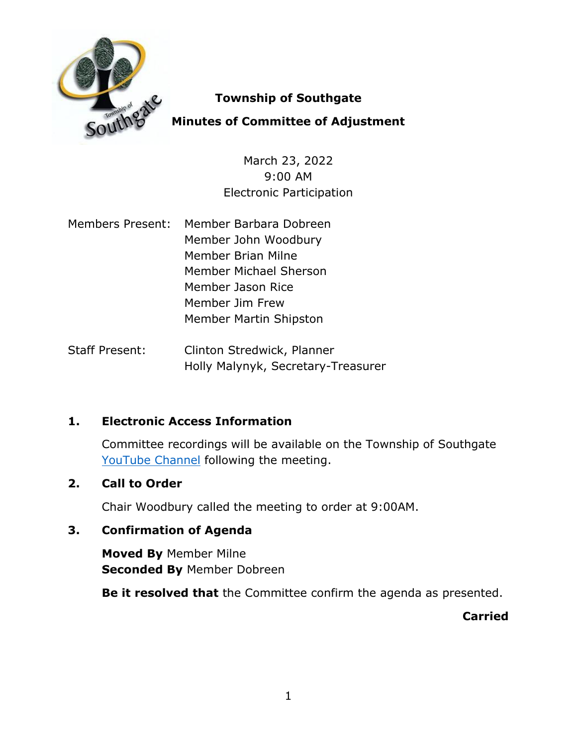# Township of Southgate

## Minutes of Committee of Adjustment

March 23, 2022
9:00 AM
Electronic Participation

Members Present: Member Barbara Dobreen
Member John Woodbury
Member Brian Milne
Member Michael Sherson
Member Jason Rice
Member Jim Frew
Member Martin Shipston

Staff Present: Clinton Stredwick, Planner
Holly Malynyk, Secretary-Treasurer

### 1. Electronic Access Information

Committee recordings will be available on the Township of Southgate YouTube Channel following the meeting.

### 2. Call to Order

Chair Woodbury called the meeting to order at 9:00AM.

### 3. Confirmation of Agenda

**Moved By** Member Milne
**Seconded By** Member Dobreen

**Be it resolved that** the Committee confirm the agenda as presented.

**Carried**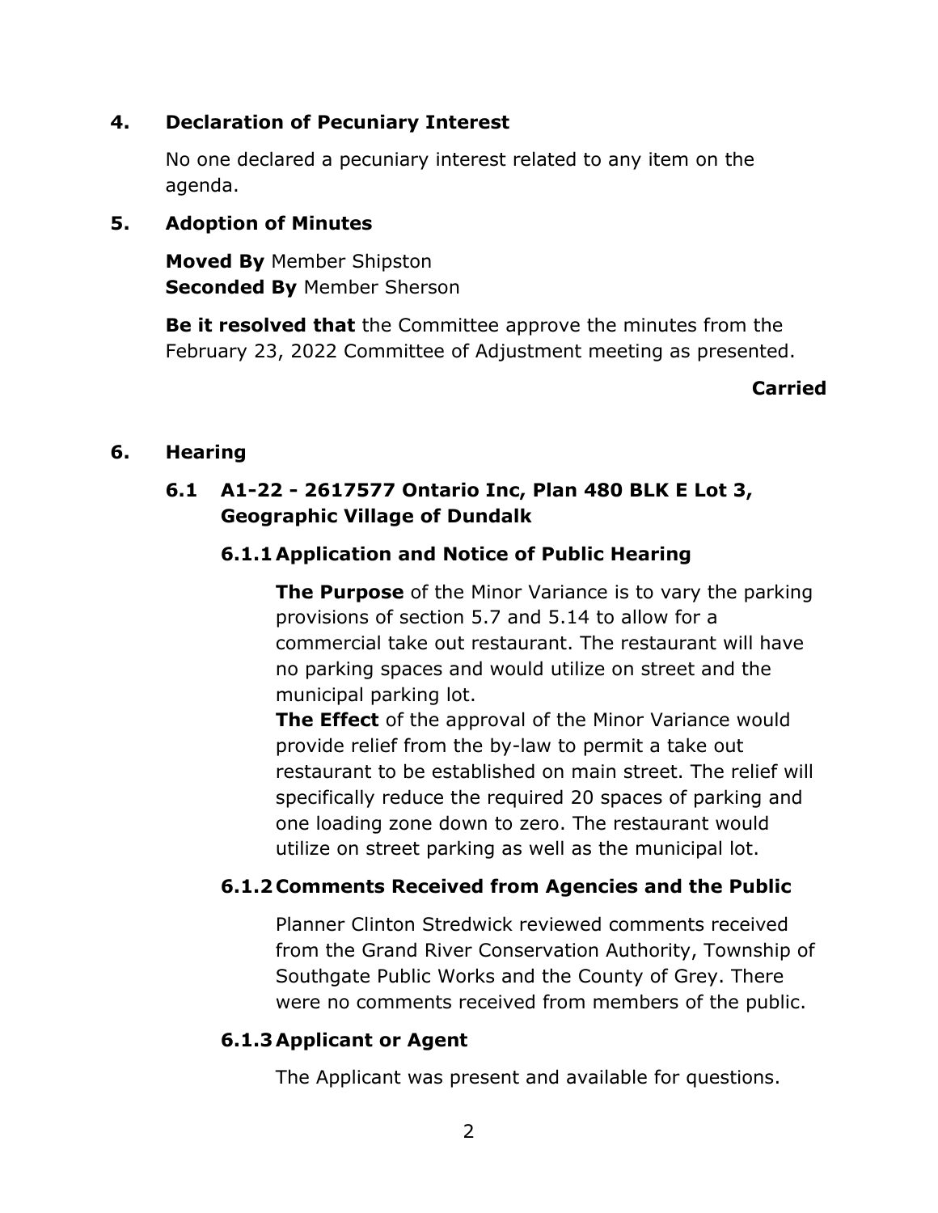## 4. Declaration of Pecuniary Interest

No one declared a pecuniary interest related to any item on the agenda.

## 5. Adoption of Minutes

**Moved By** Member Shipston
**Seconded By** Member Sherson

**Be it resolved that** the Committee approve the minutes from the February 23, 2022 Committee of Adjustment meeting as presented.

**Carried**

## 6. Hearing

### 6.1 A1-22 - 2617577 Ontario Inc, Plan 480 BLK E Lot 3, Geographic Village of Dundalk

#### 6.1.1 Application and Notice of Public Hearing

**The Purpose** of the Minor Variance is to vary the parking provisions of section 5.7 and 5.14 to allow for a commercial take out restaurant. The restaurant will have no parking spaces and would utilize on street and the municipal parking lot.
**The Effect** of the approval of the Minor Variance would provide relief from the by-law to permit a take out restaurant to be established on main street. The relief will specifically reduce the required 20 spaces of parking and one loading zone down to zero. The restaurant would utilize on street parking as well as the municipal lot.

#### 6.1.2 Comments Received from Agencies and the Public

Planner Clinton Stredwick reviewed comments received from the Grand River Conservation Authority, Township of Southgate Public Works and the County of Grey. There were no comments received from members of the public.

#### 6.1.3 Applicant or Agent

The Applicant was present and available for questions.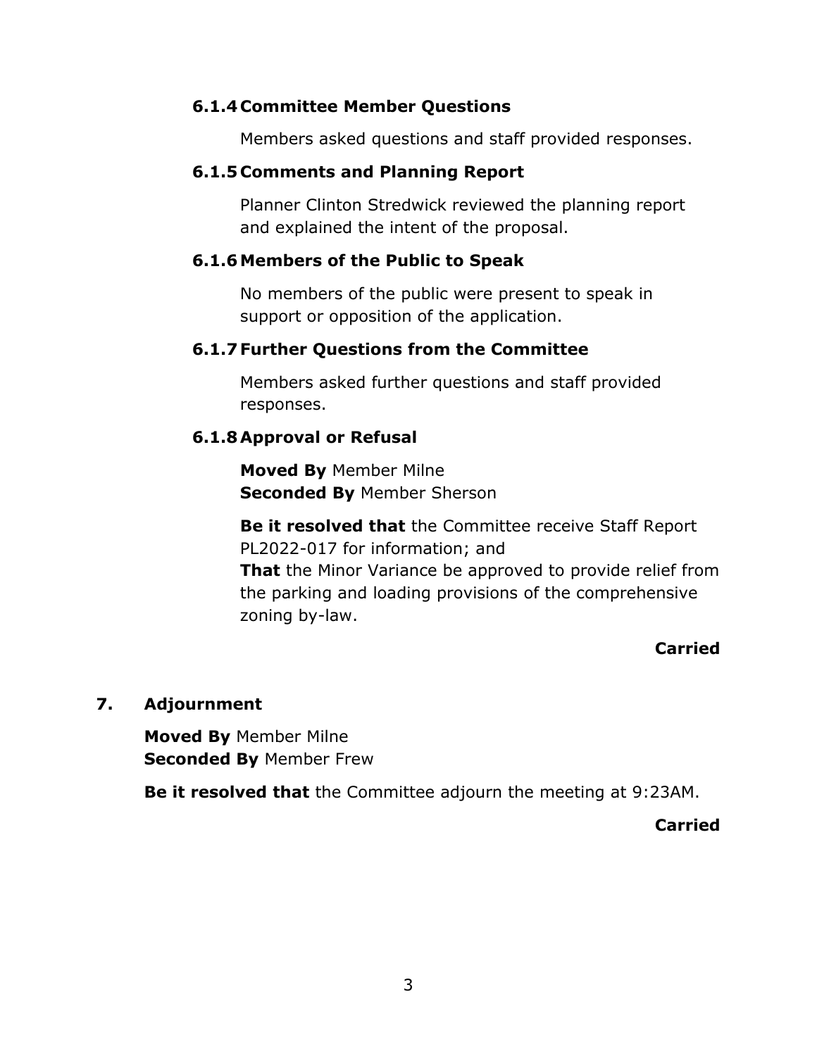### 6.1.4 Committee Member Questions

Members asked questions and staff provided responses.

### 6.1.5 Comments and Planning Report

Planner Clinton Stredwick reviewed the planning report and explained the intent of the proposal.

### 6.1.6 Members of the Public to Speak

No members of the public were present to speak in support or opposition of the application.

### 6.1.7 Further Questions from the Committee

Members asked further questions and staff provided responses.

### 6.1.8 Approval or Refusal

**Moved By** Member Milne
**Seconded By** Member Sherson

**Be it resolved that** the Committee receive Staff Report PL2022-017 for information; and
**That** the Minor Variance be approved to provide relief from the parking and loading provisions of the comprehensive zoning by-law.

**Carried**

## 7. Adjournment

**Moved By** Member Milne
**Seconded By** Member Frew

**Be it resolved that** the Committee adjourn the meeting at 9:23AM.

**Carried**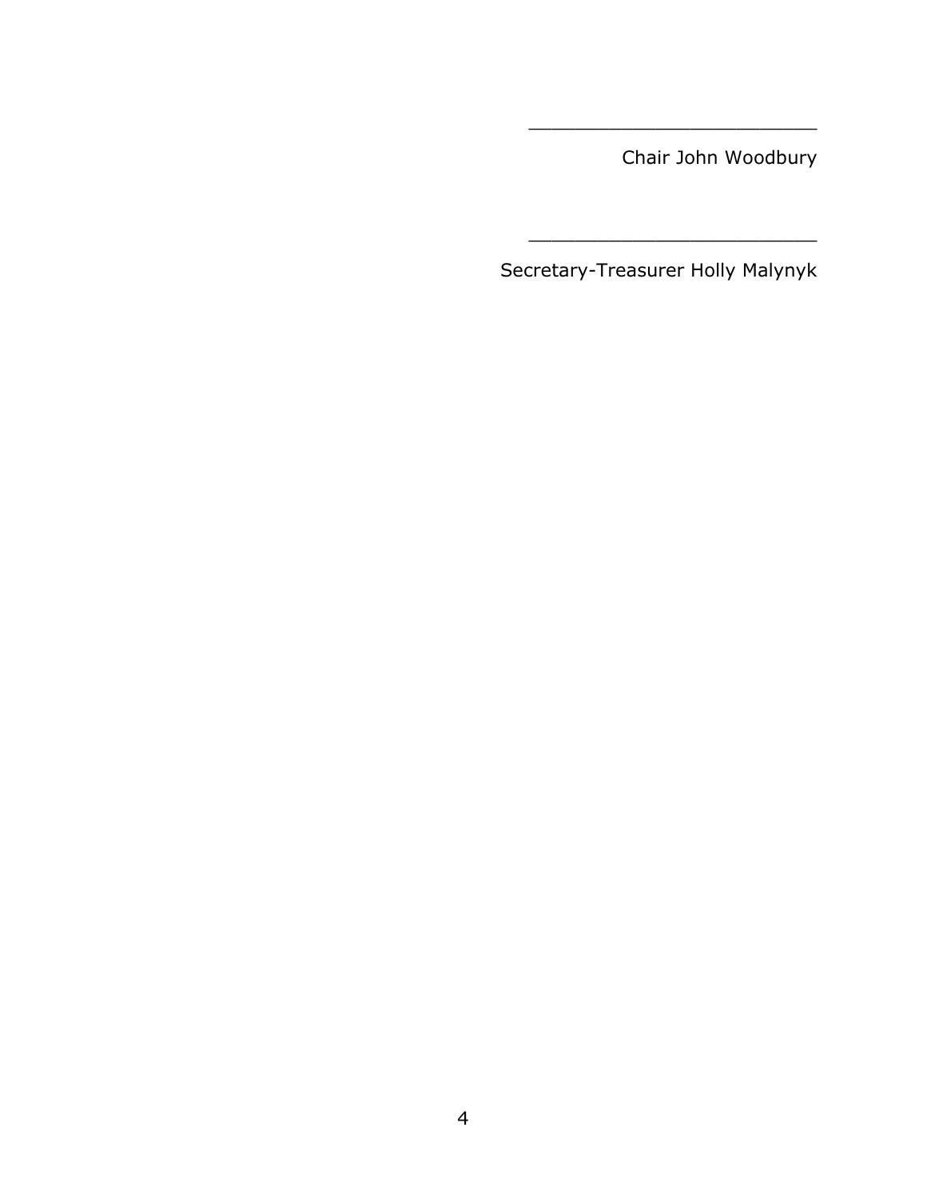\_\_\_\_\_\_\_\_\_\_\_\_\_\_\_\_\_\_\_\_\_\_\_\_\_

Chair John Woodbury

\_\_\_\_\_\_\_\_\_\_\_\_\_\_\_\_\_\_\_\_\_\_\_\_\_

Secretary-Treasurer Holly Malynyk